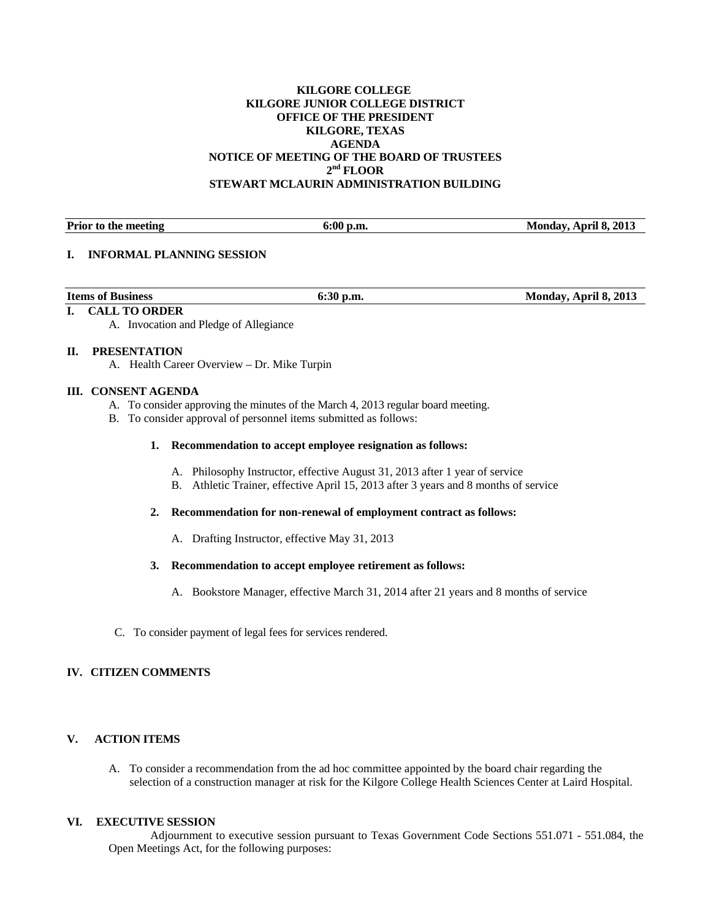**KILGORE COLLEGE**
**KILGORE JUNIOR COLLEGE DISTRICT**
**OFFICE OF THE PRESIDENT**
**KILGORE, TEXAS**
**AGENDA**
**NOTICE OF MEETING OF THE BOARD OF TRUSTEES**
**2nd FLOOR**
**STEWART MCLAURIN ADMINISTRATION BUILDING**

| **Prior to the meeting** | **6:00 p.m.** | **Monday, April 8, 2013** |
|---|---|---|

## I. INFORMAL PLANNING SESSION

| **Items of Business** | **6:30 p.m.** | **Monday, April 8, 2013** |
|---|---|---|

## I. CALL TO ORDER

A. Invocation and Pledge of Allegiance

## II. PRESENTATION

A. Health Career Overview – Dr. Mike Turpin

## III. CONSENT AGENDA

A. To consider approving the minutes of the March 4, 2013 regular board meeting.

B. To consider approval of personnel items submitted as follows:

**1. Recommendation to accept employee resignation as follows:**

A. Philosophy Instructor, effective August 31, 2013 after 1 year of service

B. Athletic Trainer, effective April 15, 2013 after 3 years and 8 months of service

**2. Recommendation for non-renewal of employment contract as follows:**

A. Drafting Instructor, effective May 31, 2013

**3. Recommendation to accept employee retirement as follows:**

A. Bookstore Manager, effective March 31, 2014 after 21 years and 8 months of service

C. To consider payment of legal fees for services rendered.

## IV. CITIZEN COMMENTS

## V. ACTION ITEMS

A. To consider a recommendation from the ad hoc committee appointed by the board chair regarding the selection of a construction manager at risk for the Kilgore College Health Sciences Center at Laird Hospital.

## VI. EXECUTIVE SESSION

Adjournment to executive session pursuant to Texas Government Code Sections 551.071 - 551.084, the Open Meetings Act, for the following purposes: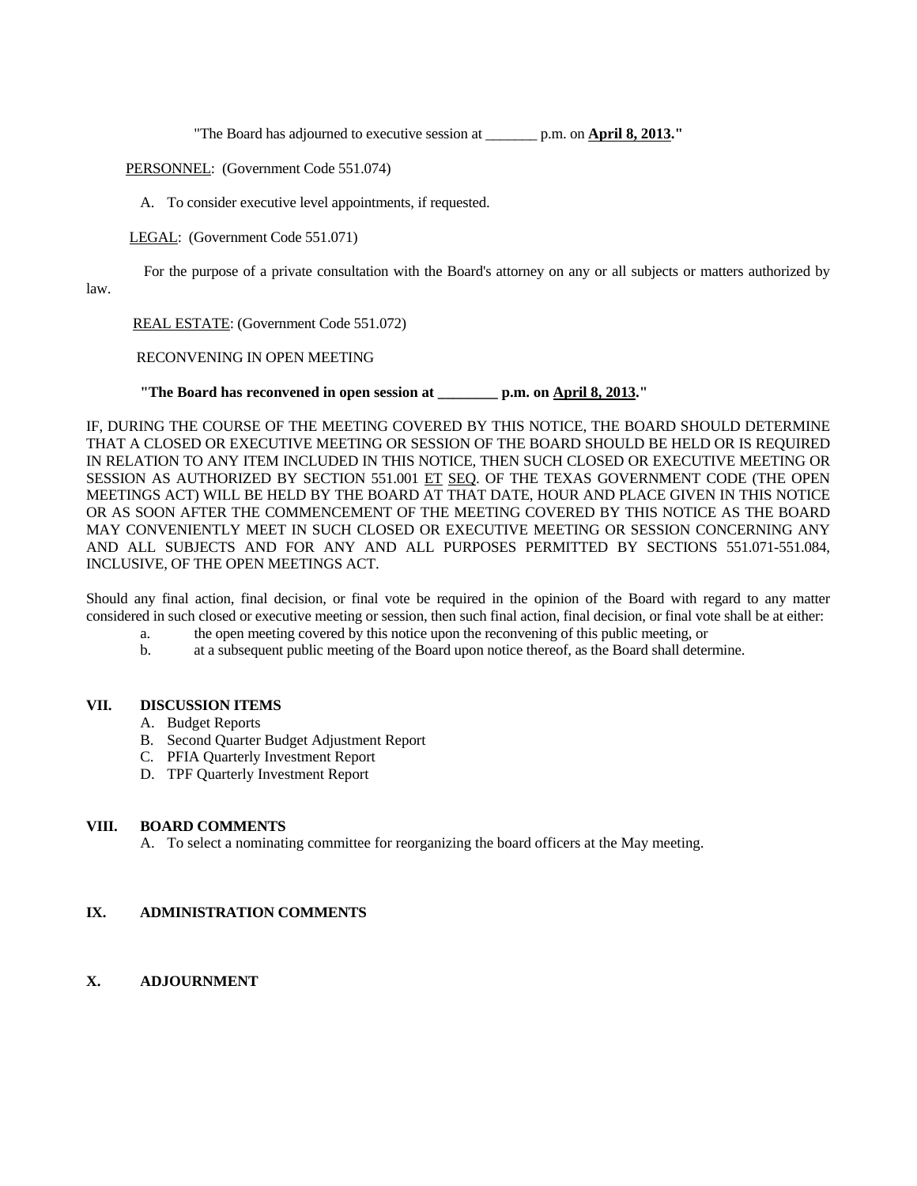"The Board has adjourned to executive session at _______ p.m. on **April 8, 2013."**

PERSONNEL: (Government Code 551.074)

A. To consider executive level appointments, if requested.

LEGAL: (Government Code 551.071)

For the purpose of a private consultation with the Board's attorney on any or all subjects or matters authorized by law.

REAL ESTATE: (Government Code 551.072)

RECONVENING IN OPEN MEETING

**"The Board has reconvened in open session at ________ p.m. on April 8, 2013."**

IF, DURING THE COURSE OF THE MEETING COVERED BY THIS NOTICE, THE BOARD SHOULD DETERMINE THAT A CLOSED OR EXECUTIVE MEETING OR SESSION OF THE BOARD SHOULD BE HELD OR IS REQUIRED IN RELATION TO ANY ITEM INCLUDED IN THIS NOTICE, THEN SUCH CLOSED OR EXECUTIVE MEETING OR SESSION AS AUTHORIZED BY SECTION 551.001 ET SEQ. OF THE TEXAS GOVERNMENT CODE (THE OPEN MEETINGS ACT) WILL BE HELD BY THE BOARD AT THAT DATE, HOUR AND PLACE GIVEN IN THIS NOTICE OR AS SOON AFTER THE COMMENCEMENT OF THE MEETING COVERED BY THIS NOTICE AS THE BOARD MAY CONVENIENTLY MEET IN SUCH CLOSED OR EXECUTIVE MEETING OR SESSION CONCERNING ANY AND ALL SUBJECTS AND FOR ANY AND ALL PURPOSES PERMITTED BY SECTIONS 551.071-551.084, INCLUSIVE, OF THE OPEN MEETINGS ACT.

Should any final action, final decision, or final vote be required in the opinion of the Board with regard to any matter considered in such closed or executive meeting or session, then such final action, final decision, or final vote shall be at either:

a. the open meeting covered by this notice upon the reconvening of this public meeting, or
b. at a subsequent public meeting of the Board upon notice thereof, as the Board shall determine.

## VII. DISCUSSION ITEMS

A. Budget Reports
B. Second Quarter Budget Adjustment Report
C. PFIA Quarterly Investment Report
D. TPF Quarterly Investment Report

## VIII. BOARD COMMENTS

A. To select a nominating committee for reorganizing the board officers at the May meeting.

## IX. ADMINISTRATION COMMENTS

## X. ADJOURNMENT